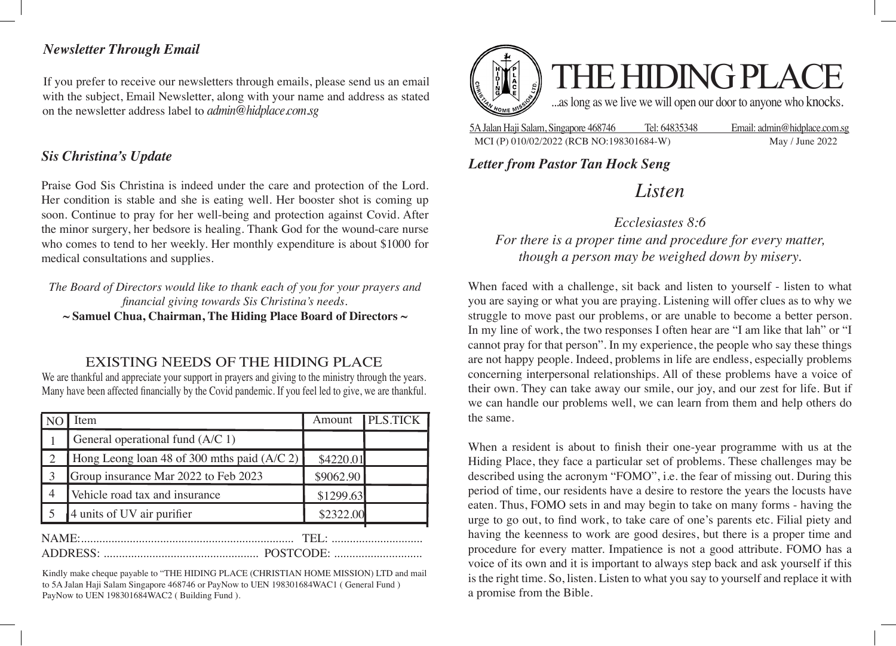# THE HIDING PLACE

...as long as we live we will open our door to anyone who knocks.

5A Jalan Haji Salam, Singapore 468746 Tel: 64835348 Email: admin@hidplace.com.sg

MCI (P) 010/02/2022 (RCB NO:198301684-W) May / June 2022

### *Letter from Pastor Tan Hock Seng*

## *Listen*

*Ecclesiastes 8:6*
*For there is a proper time and procedure for every matter, though a person may be weighed down by misery.*

When faced with a challenge, sit back and listen to yourself - listen to what you are saying or what you are praying. Listening will offer clues as to why we struggle to move past our problems, or are unable to become a better person. In my line of work, the two responses I often hear are "I am like that lah" or "I cannot pray for that person". In my experience, the people who say these things are not happy people. Indeed, problems in life are endless, especially problems concerning interpersonal relationships. All of these problems have a voice of their own. They can take away our smile, our joy, and our zest for life. But if we can handle our problems well, we can learn from them and help others do the same.

When a resident is about to finish their one-year programme with us at the Hiding Place, they face a particular set of problems. These challenges may be described using the acronym "FOMO", i.e. the fear of missing out. During this period of time, our residents have a desire to restore the years the locusts have eaten. Thus, FOMO sets in and may begin to take on many forms - having the urge to go out, to find work, to take care of one's parents etc. Filial piety and having the keenness to work are good desires, but there is a proper time and procedure for every matter. Impatience is not a good attribute. FOMO has a voice of its own and it is important to always step back and ask yourself if this is the right time. So, listen. Listen to what you say to yourself and replace it with a promise from the Bible.

### *Newsletter Through Email*

If you prefer to receive our newsletters through emails, please send us an email with the subject, Email Newsletter, along with your name and address as stated on the newsletter address label to *admin@hidplace.com.sg*

### *Sis Christina's Update*

Praise God Sis Christina is indeed under the care and protection of the Lord. Her condition is stable and she is eating well. Her booster shot is coming up soon. Continue to pray for her well-being and protection against Covid. After the minor surgery, her bedsore is healing. Thank God for the wound-care nurse who comes to tend to her weekly. Her monthly expenditure is about $1000 for medical consultations and supplies.

*The Board of Directors would like to thank each of you for your prayers and financial giving towards Sis Christina's needs.*

**~ Samuel Chua, Chairman, The Hiding Place Board of Directors ~**

## EXISTING NEEDS OF THE HIDING PLACE

We are thankful and appreciate your support in prayers and giving to the ministry through the years. Many have been affected financially by the Covid pandemic. If you feel led to give, we are thankful.

| NO | Item | Amount | PLS.TICK |
|---|---|---|---|
| 1 | General operational fund (A/C 1) | | |
| 2 | Hong Leong loan 48 of 300 mths paid (A/C 2) | $4220.01 | |
| 3 | Group insurance Mar 2022 to Feb 2023 | $9062.90 | |
| 4 | Vehicle road tax and insurance | $1299.63 | |
| 5 | 4 units of UV air purifier | $2322.00 | |

NAME:...................................................................... TEL: .............................

ADDRESS: ................................................... POSTCODE: ............................

Kindly make cheque payable to "THE HIDING PLACE (CHRISTIAN HOME MISSION) LTD and mail to 5A Jalan Haji Salam Singapore 468746 or PayNow to UEN 198301684WAC1 ( General Fund ) PayNow to UEN 198301684WAC2 ( Building Fund ).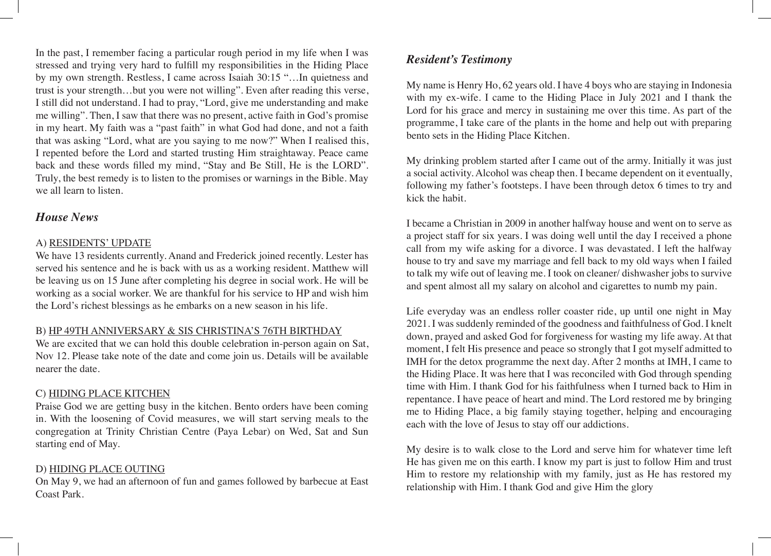In the past, I remember facing a particular rough period in my life when I was stressed and trying very hard to fulfill my responsibilities in the Hiding Place by my own strength. Restless, I came across Isaiah 30:15 "…In quietness and trust is your strength…but you were not willing". Even after reading this verse, I still did not understand. I had to pray, "Lord, give me understanding and make me willing". Then, I saw that there was no present, active faith in God's promise in my heart. My faith was a "past faith" in what God had done, and not a faith that was asking "Lord, what are you saying to me now?" When I realised this, I repented before the Lord and started trusting Him straightaway. Peace came back and these words filled my mind, "Stay and Be Still, He is the LORD". Truly, the best remedy is to listen to the promises or warnings in the Bible. May we all learn to listen.

## *House News*

A) <u>RESIDENTS' UPDATE</u>

We have 13 residents currently. Anand and Frederick joined recently. Lester has served his sentence and he is back with us as a working resident. Matthew will be leaving us on 15 June after completing his degree in social work. He will be working as a social worker. We are thankful for his service to HP and wish him the Lord's richest blessings as he embarks on a new season in his life.

B) <u>HP 49TH ANNIVERSARY & SIS CHRISTINA'S 76TH BIRTHDAY</u>

We are excited that we can hold this double celebration in-person again on Sat, Nov 12. Please take note of the date and come join us. Details will be available nearer the date.

C) <u>HIDING PLACE KITCHEN</u>

Praise God we are getting busy in the kitchen. Bento orders have been coming in. With the loosening of Covid measures, we will start serving meals to the congregation at Trinity Christian Centre (Paya Lebar) on Wed, Sat and Sun starting end of May.

D) <u>HIDING PLACE OUTING</u>

On May 9, we had an afternoon of fun and games followed by barbecue at East Coast Park.

## *Resident's Testimony*

My name is Henry Ho, 62 years old. I have 4 boys who are staying in Indonesia with my ex-wife. I came to the Hiding Place in July 2021 and I thank the Lord for his grace and mercy in sustaining me over this time. As part of the programme, I take care of the plants in the home and help out with preparing bento sets in the Hiding Place Kitchen.

My drinking problem started after I came out of the army. Initially it was just a social activity. Alcohol was cheap then. I became dependent on it eventually, following my father's footsteps. I have been through detox 6 times to try and kick the habit.

I became a Christian in 2009 in another halfway house and went on to serve as a project staff for six years. I was doing well until the day I received a phone call from my wife asking for a divorce. I was devastated. I left the halfway house to try and save my marriage and fell back to my old ways when I failed to talk my wife out of leaving me. I took on cleaner/ dishwasher jobs to survive and spent almost all my salary on alcohol and cigarettes to numb my pain.

Life everyday was an endless roller coaster ride, up until one night in May 2021. I was suddenly reminded of the goodness and faithfulness of God. I knelt down, prayed and asked God for forgiveness for wasting my life away. At that moment, I felt His presence and peace so strongly that I got myself admitted to IMH for the detox programme the next day. After 2 months at IMH, I came to the Hiding Place. It was here that I was reconciled with God through spending time with Him. I thank God for his faithfulness when I turned back to Him in repentance. I have peace of heart and mind. The Lord restored me by bringing me to Hiding Place, a big family staying together, helping and encouraging each with the love of Jesus to stay off our addictions.

My desire is to walk close to the Lord and serve him for whatever time left He has given me on this earth. I know my part is just to follow Him and trust Him to restore my relationship with my family, just as He has restored my relationship with Him. I thank God and give Him the glory